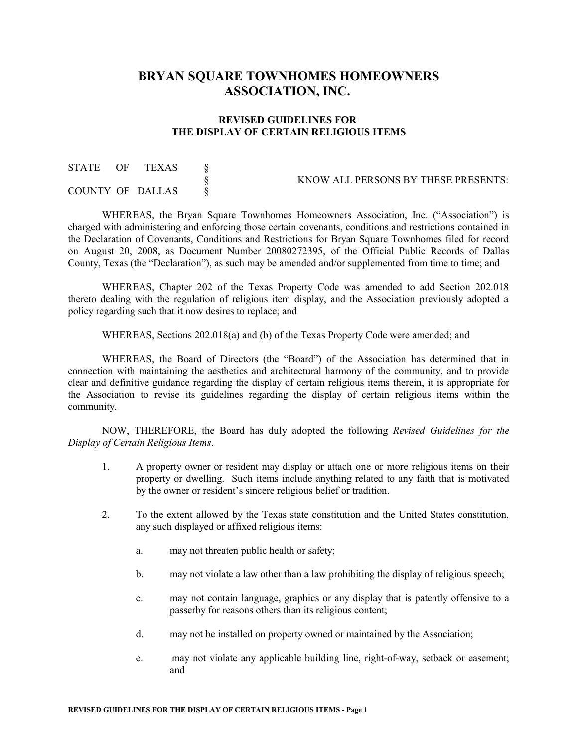# BRYAN SQUARE TOWNHOMES HOMEOWNERS ASSOCIATION, INC.

## REVISED GUIDELINES FOR THE DISPLAY OF CERTAIN RELIGIOUS ITEMS

STATE OF TEXAS §
§ KNOW ALL PERSONS BY THESE PRESENTS:
COUNTY OF DALLAS §

WHEREAS, the Bryan Square Townhomes Homeowners Association, Inc. ("Association") is charged with administering and enforcing those certain covenants, conditions and restrictions contained in the Declaration of Covenants, Conditions and Restrictions for Bryan Square Townhomes filed for record on August 20, 2008, as Document Number 20080272395, of the Official Public Records of Dallas County, Texas (the "Declaration"), as such may be amended and/or supplemented from time to time; and

WHEREAS, Chapter 202 of the Texas Property Code was amended to add Section 202.018 thereto dealing with the regulation of religious item display, and the Association previously adopted a policy regarding such that it now desires to replace; and

WHEREAS, Sections 202.018(a) and (b) of the Texas Property Code were amended; and

WHEREAS, the Board of Directors (the "Board") of the Association has determined that in connection with maintaining the aesthetics and architectural harmony of the community, and to provide clear and definitive guidance regarding the display of certain religious items therein, it is appropriate for the Association to revise its guidelines regarding the display of certain religious items within the community.

NOW, THEREFORE, the Board has duly adopted the following *Revised Guidelines for the Display of Certain Religious Items*.

1. A property owner or resident may display or attach one or more religious items on their property or dwelling. Such items include anything related to any faith that is motivated by the owner or resident's sincere religious belief or tradition.

2. To the extent allowed by the Texas state constitution and the United States constitution, any such displayed or affixed religious items:

   a. may not threaten public health or safety;

   b. may not violate a law other than a law prohibiting the display of religious speech;

   c. may not contain language, graphics or any display that is patently offensive to a passerby for reasons others than its religious content;

   d. may not be installed on property owned or maintained by the Association;

   e. may not violate any applicable building line, right-of-way, setback or easement; and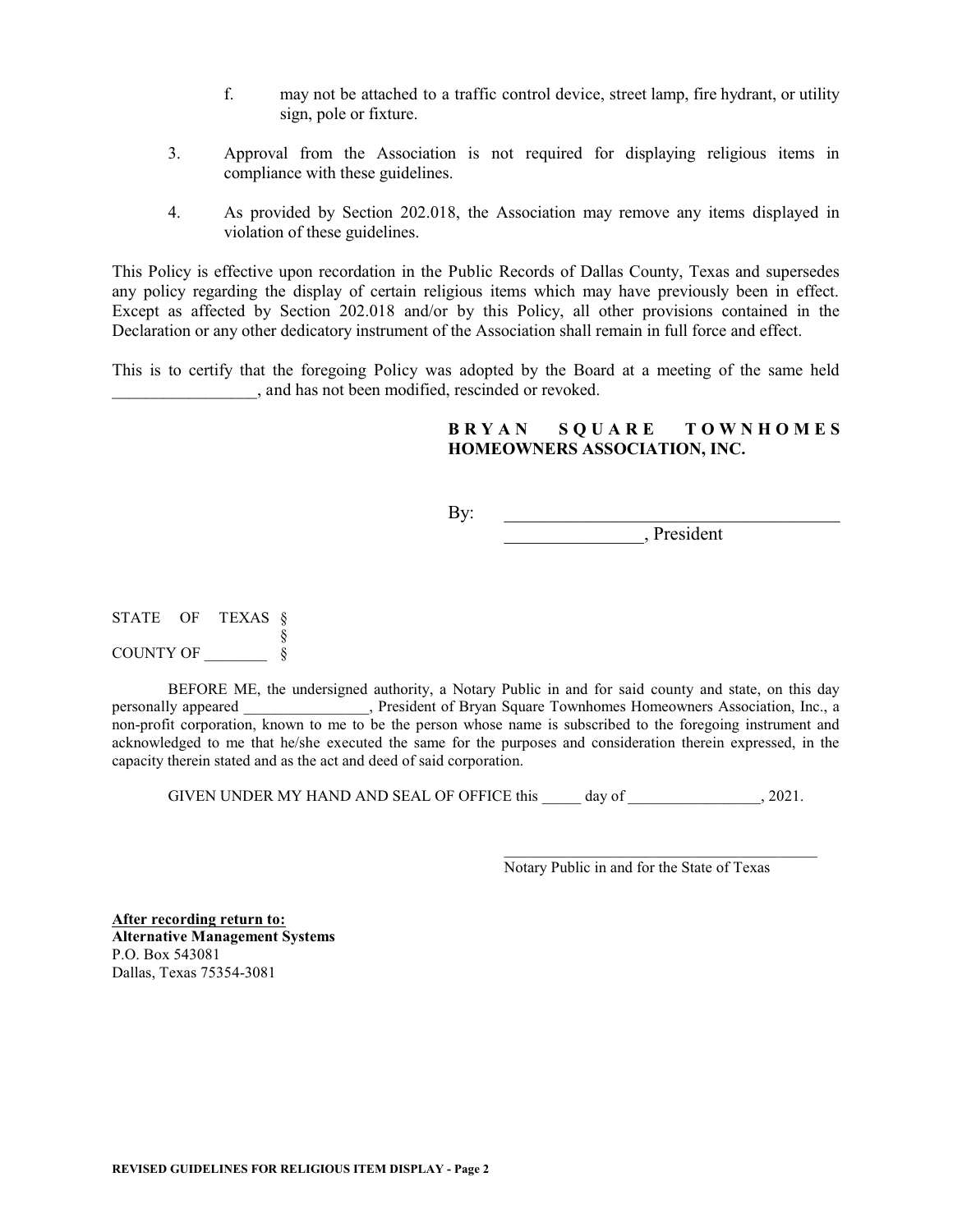f. may not be attached to a traffic control device, street lamp, fire hydrant, or utility sign, pole or fixture.

3. Approval from the Association is not required for displaying religious items in compliance with these guidelines.

4. As provided by Section 202.018, the Association may remove any items displayed in violation of these guidelines.

This Policy is effective upon recordation in the Public Records of Dallas County, Texas and supersedes any policy regarding the display of certain religious items which may have previously been in effect. Except as affected by Section 202.018 and/or by this Policy, all other provisions contained in the Declaration or any other dedicatory instrument of the Association shall remain in full force and effect.

This is to certify that the foregoing Policy was adopted by the Board at a meeting of the same held _________________, and has not been modified, rescinded or revoked.

**BRYAN SQUARE TOWNHOMES HOMEOWNERS ASSOCIATION, INC.**

By: ______________________________________

_______________, President

STATE OF TEXAS §
§
COUNTY OF ________ §

BEFORE ME, the undersigned authority, a Notary Public in and for said county and state, on this day personally appeared ________________, President of Bryan Square Townhomes Homeowners Association, Inc., a non-profit corporation, known to me to be the person whose name is subscribed to the foregoing instrument and acknowledged to me that he/she executed the same for the purposes and consideration therein expressed, in the capacity therein stated and as the act and deed of said corporation.

GIVEN UNDER MY HAND AND SEAL OF OFFICE this _____ day of ________________, 2021.

________________________________________
Notary Public in and for the State of Texas

**After recording return to:**
**Alternative Management Systems**
P.O. Box 543081
Dallas, Texas 75354-3081